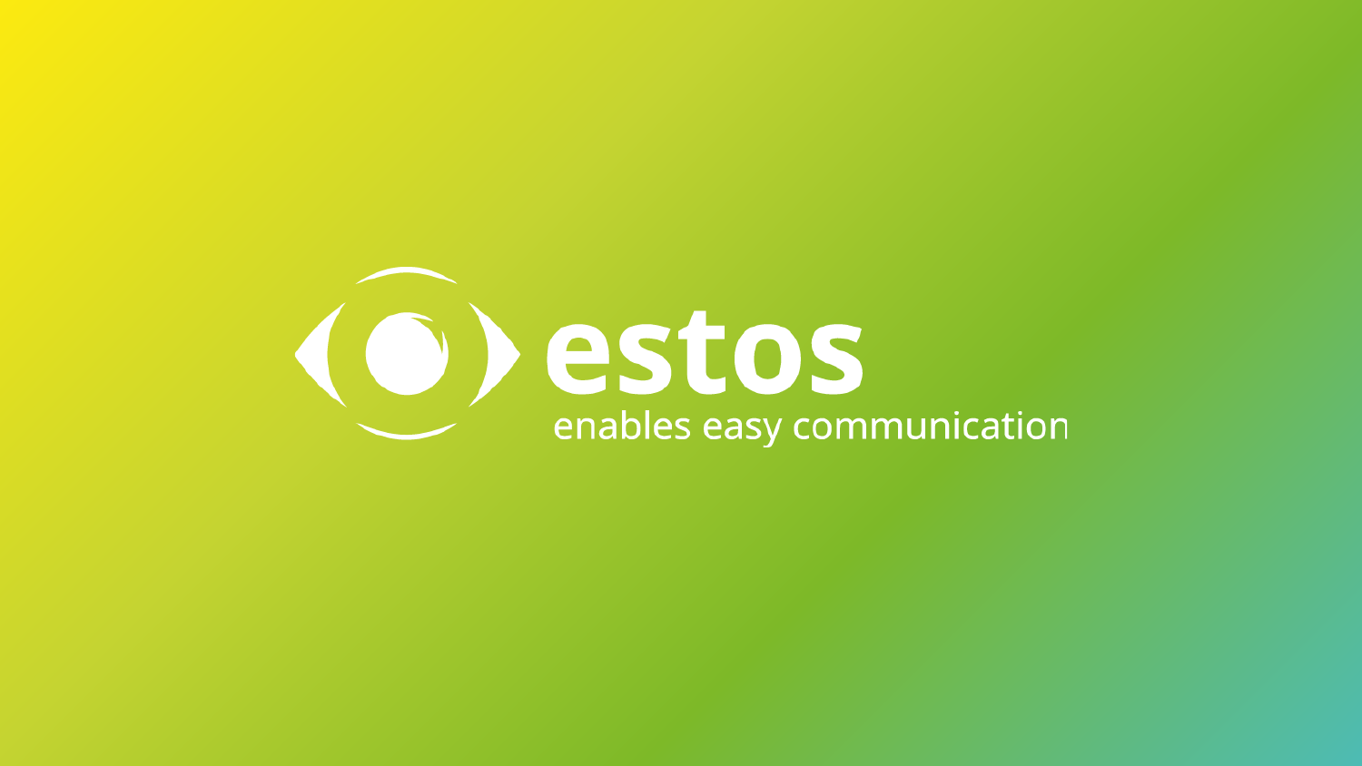# estos

enables easy communication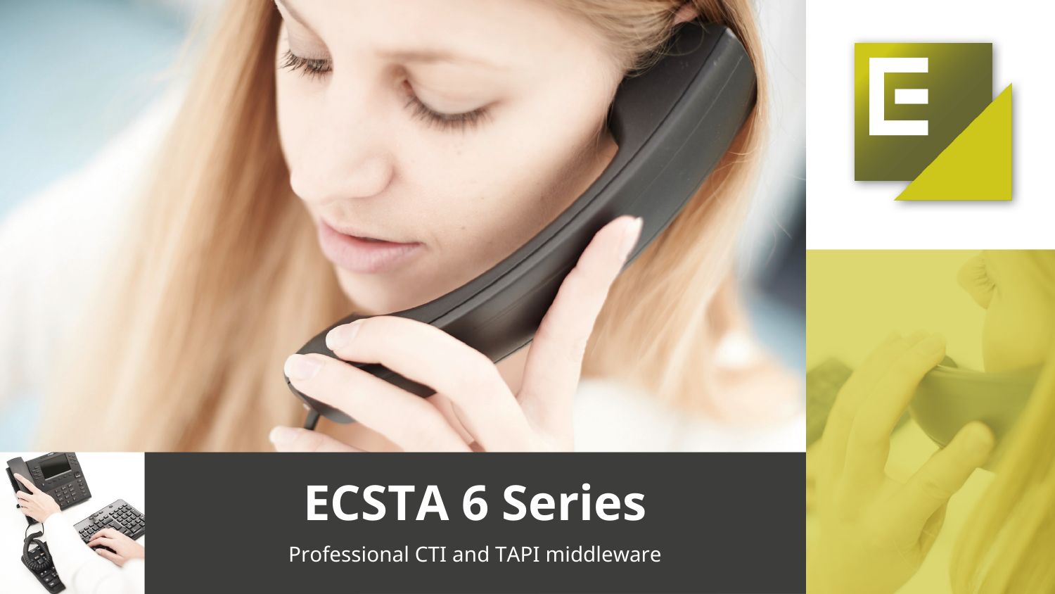# ECSTA 6 Series

Professional CTI and TAPI middleware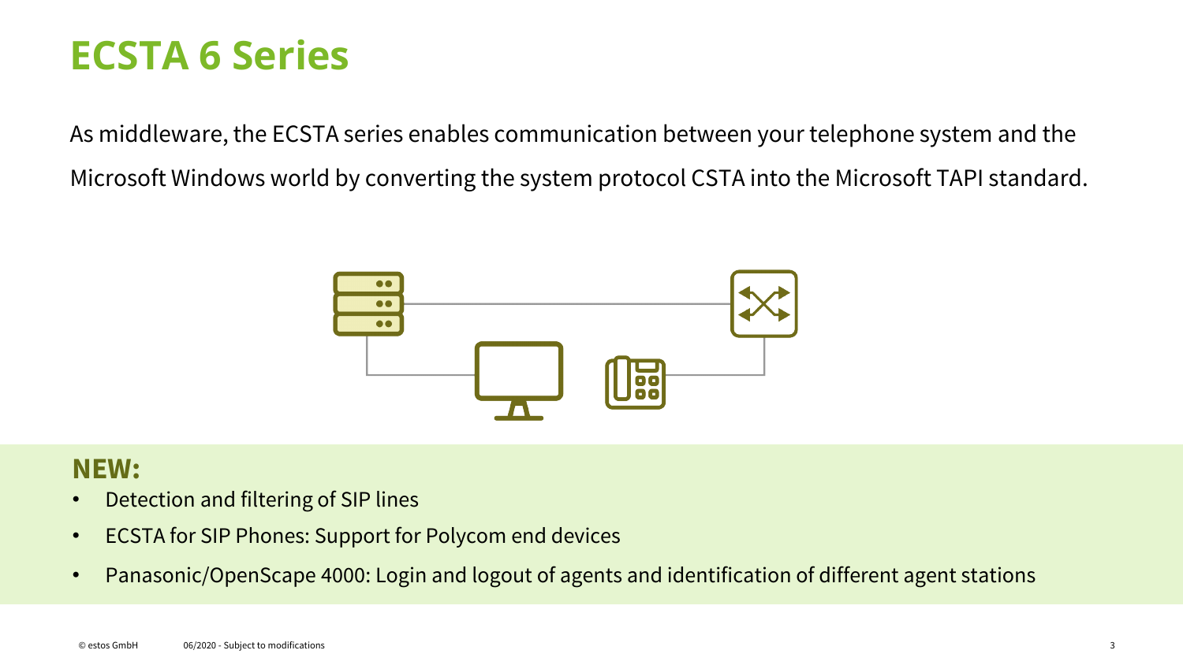# ECSTA 6 Series

As middleware, the ECSTA series enables communication between your telephone system and the Microsoft Windows world by converting the system protocol CSTA into the Microsoft TAPI standard.

**NEW:**

- Detection and filtering of SIP lines
- ECSTA for SIP Phones: Support for Polycom end devices
- Panasonic/OpenScape 4000: Login and logout of agents and identification of different agent stations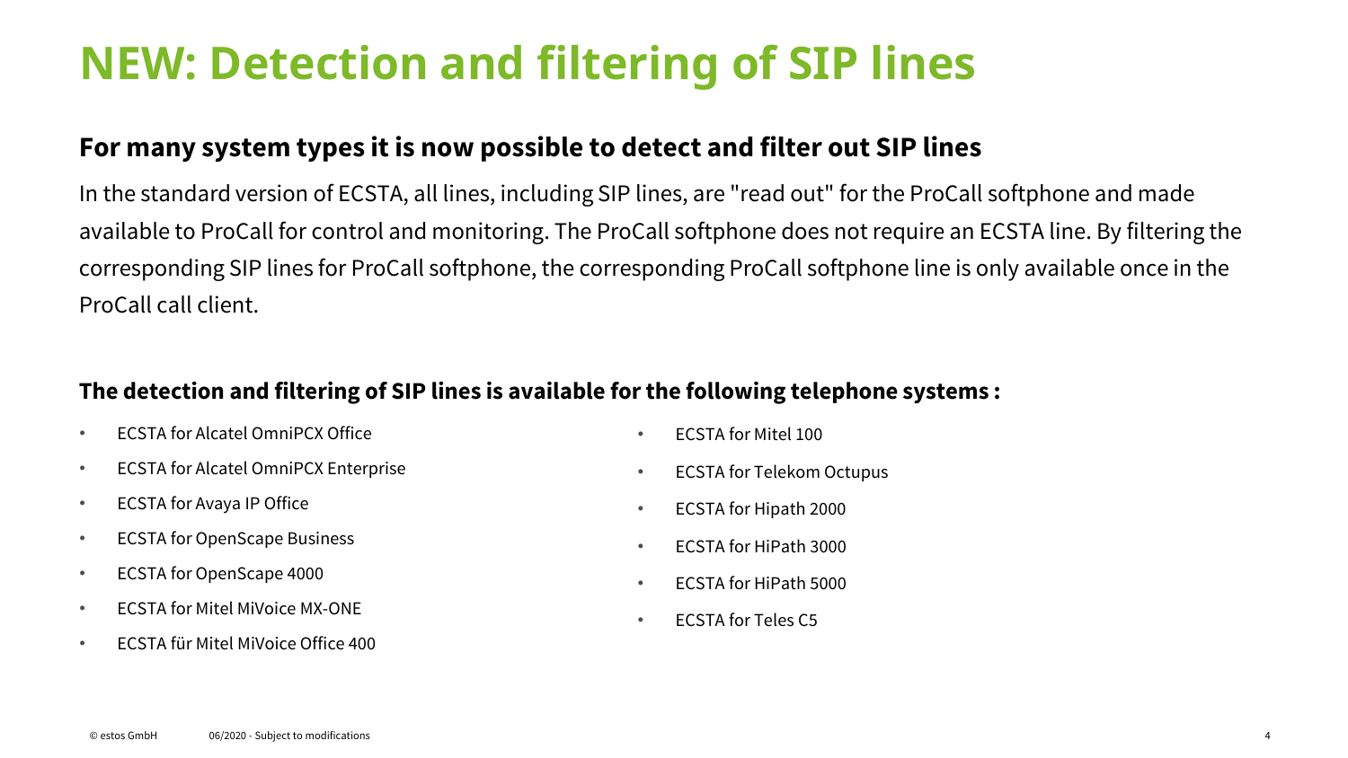# NEW: Detection and filtering of SIP lines

### For many system types it is now possible to detect and filter out SIP lines

In the standard version of ECSTA, all lines, including SIP lines, are "read out" for the ProCall softphone and made available to ProCall for control and monitoring. The ProCall softphone does not require an ECSTA line. By filtering the corresponding SIP lines for ProCall softphone, the corresponding ProCall softphone line is only available once in the ProCall call client.

### The detection and filtering of SIP lines is available for the following telephone systems :

- ECSTA for Alcatel OmniPCX Office
- ECSTA for Alcatel OmniPCX Enterprise
- ECSTA for Avaya IP Office
- ECSTA for OpenScape Business
- ECSTA for OpenScape 4000
- ECSTA for Mitel MiVoice MX-ONE
- ECSTA für Mitel MiVoice Office 400
- ECSTA for Mitel 100
- ECSTA for Telekom Octupus
- ECSTA for Hipath 2000
- ECSTA for HiPath 3000
- ECSTA for HiPath 5000
- ECSTA for Teles C5

© estos GmbH 06/2020 - Subject to modifications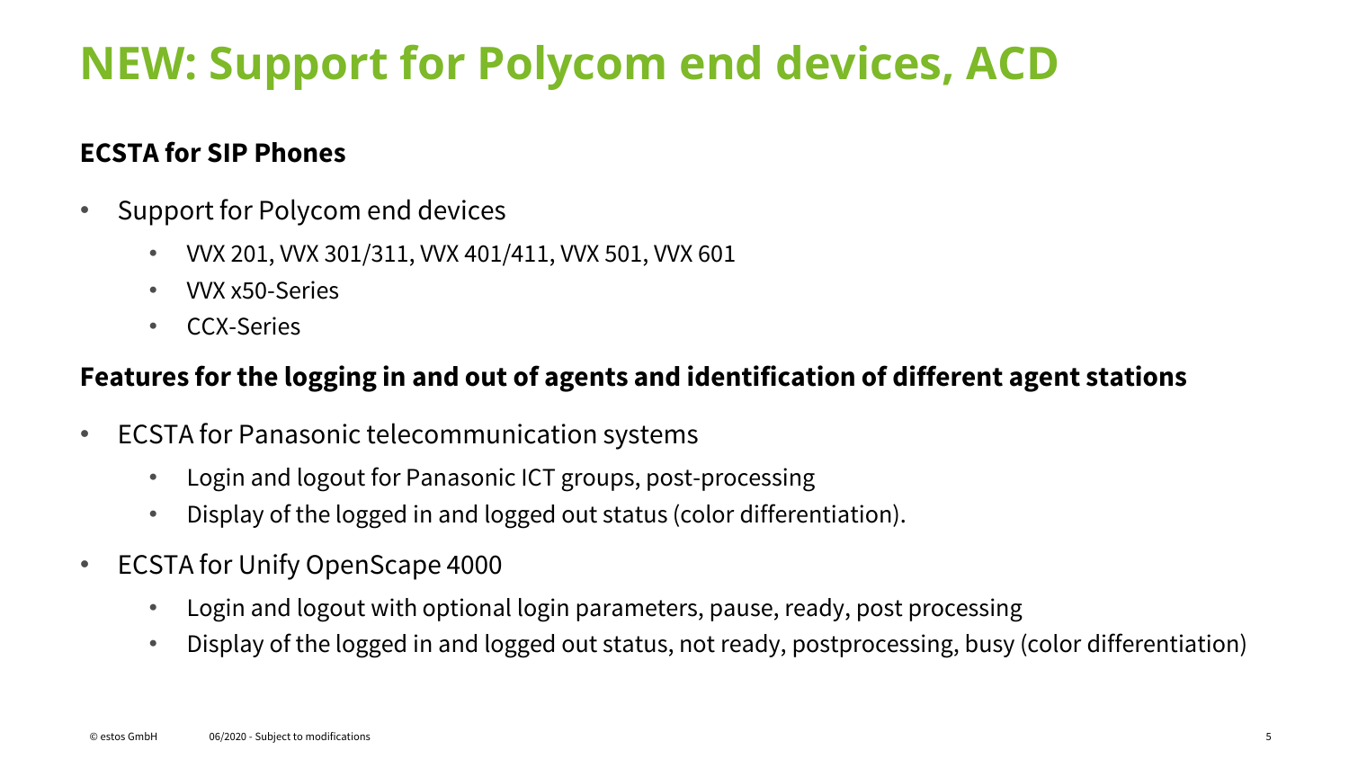# NEW: Support for Polycom end devices, ACD

**ECSTA for SIP Phones**

- Support for Polycom end devices
  - VVX 201, VVX 301/311, VVX 401/411, VVX 501, VVX 601
  - VVX x50-Series
  - CCX-Series

**Features for the logging in and out of agents and identification of different agent stations**

- ECSTA for Panasonic telecommunication systems
  - Login and logout for Panasonic ICT groups, post-processing
  - Display of the logged in and logged out status (color differentiation).
- ECSTA for Unify OpenScape 4000
  - Login and logout with optional login parameters, pause, ready, post processing
  - Display of the logged in and logged out status, not ready, postprocessing, busy (color differentiation)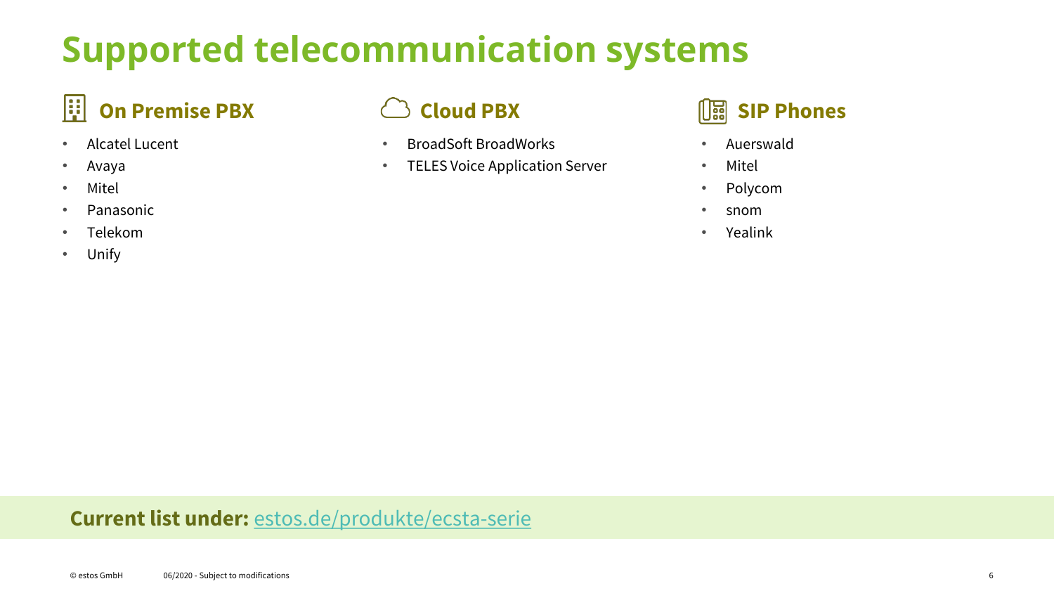# Supported telecommunication systems

## On Premise PBX

- Alcatel Lucent
- Avaya
- Mitel
- Panasonic
- Telekom
- Unify

## Cloud PBX

- BroadSoft BroadWorks
- TELES Voice Application Server

## SIP Phones

- Auerswald
- Mitel
- Polycom
- snom
- Yealink

**Current list under:** [estos.de/produkte/ecsta-serie](https://estos.de/produkte/ecsta-serie)

© estos GmbH 06/2020 - Subject to modifications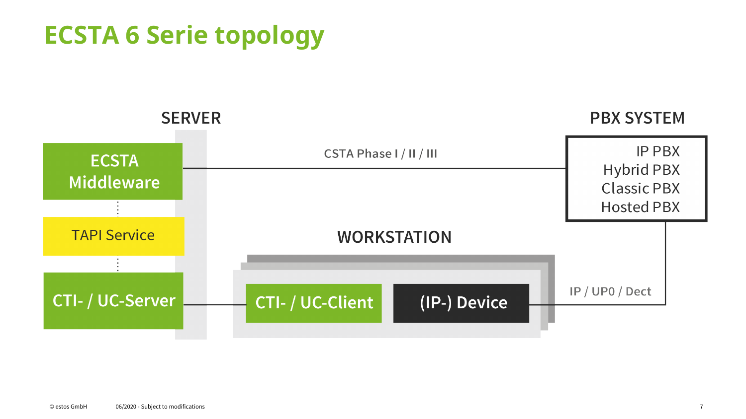# ECSTA 6 Serie topology

SERVER

ECSTA Middleware

TAPI Service

CTI- / UC-Server

CSTA Phase I / II / III

PBX SYSTEM

IP PBX
Hybrid PBX
Classic PBX
Hosted PBX

WORKSTATION

CTI- / UC-Client

(IP-) Device

IP / UP0 / Dect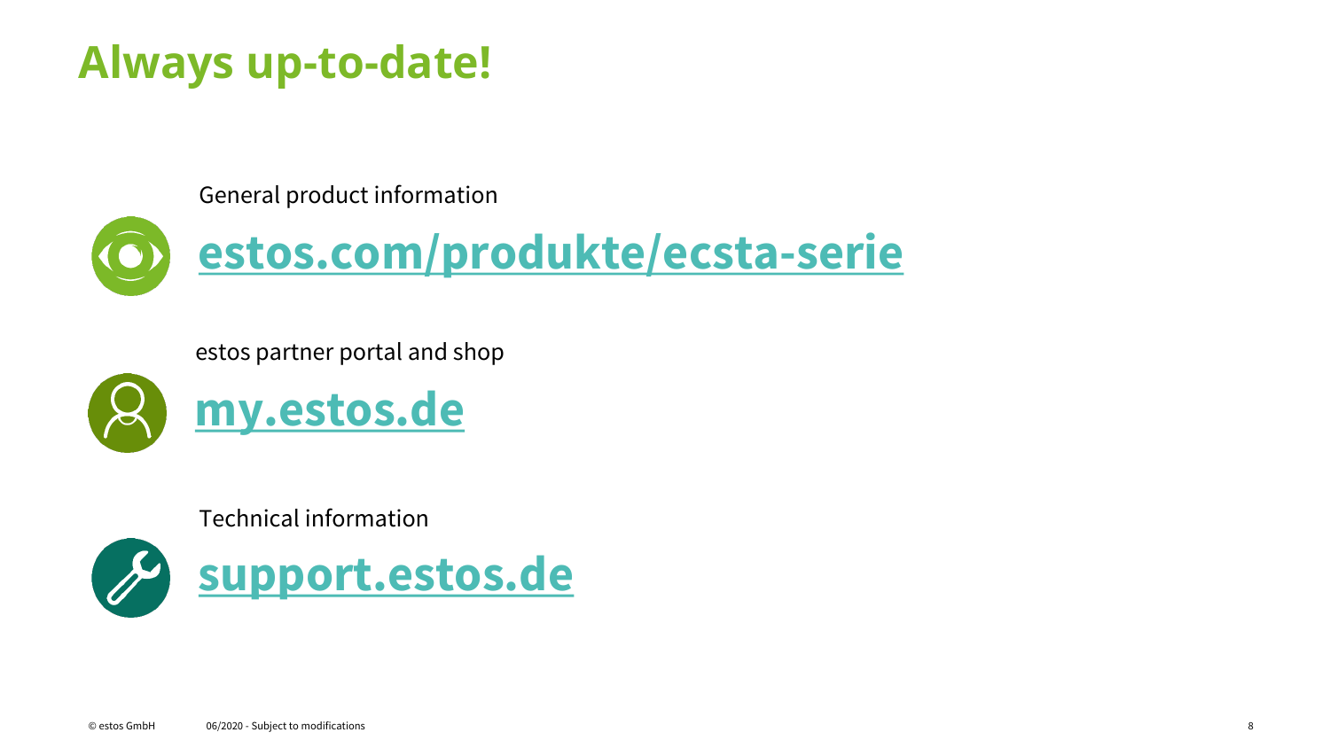# Always up-to-date!

General product information

**estos.com/produkte/ecsta-serie**

estos partner portal and shop

**my.estos.de**

Technical information

**support.estos.de**

© estos GmbH 06/2020 - Subject to modifications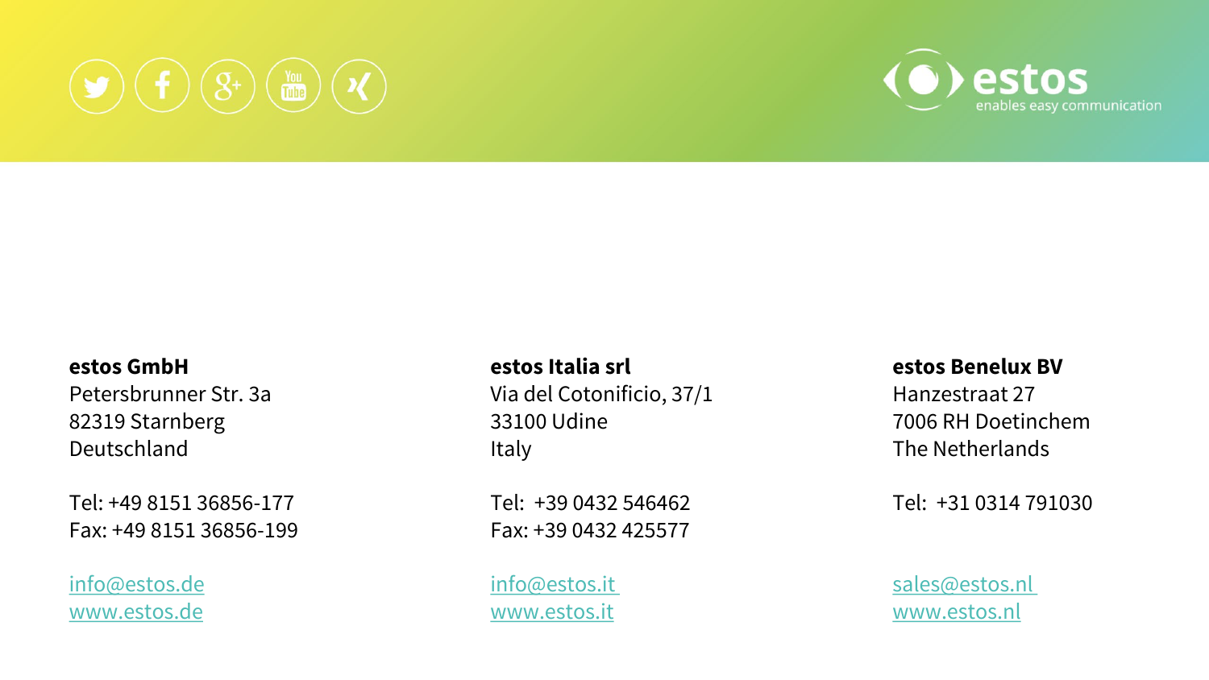estos
enables easy communication

**estos GmbH**
Petersbrunner Str. 3a
82319 Starnberg
Deutschland

Tel: +49 8151 36856-177
Fax: +49 8151 36856-199

info@estos.de
www.estos.de

**estos Italia srl**
Via del Cotonificio, 37/1
33100 Udine
Italy

Tel: +39 0432 546462
Fax: +39 0432 425577

info@estos.it
www.estos.it

**estos Benelux BV**
Hanzestraat 27
7006 RH Doetinchem
The Netherlands

Tel: +31 0314 791030

sales@estos.nl
www.estos.nl